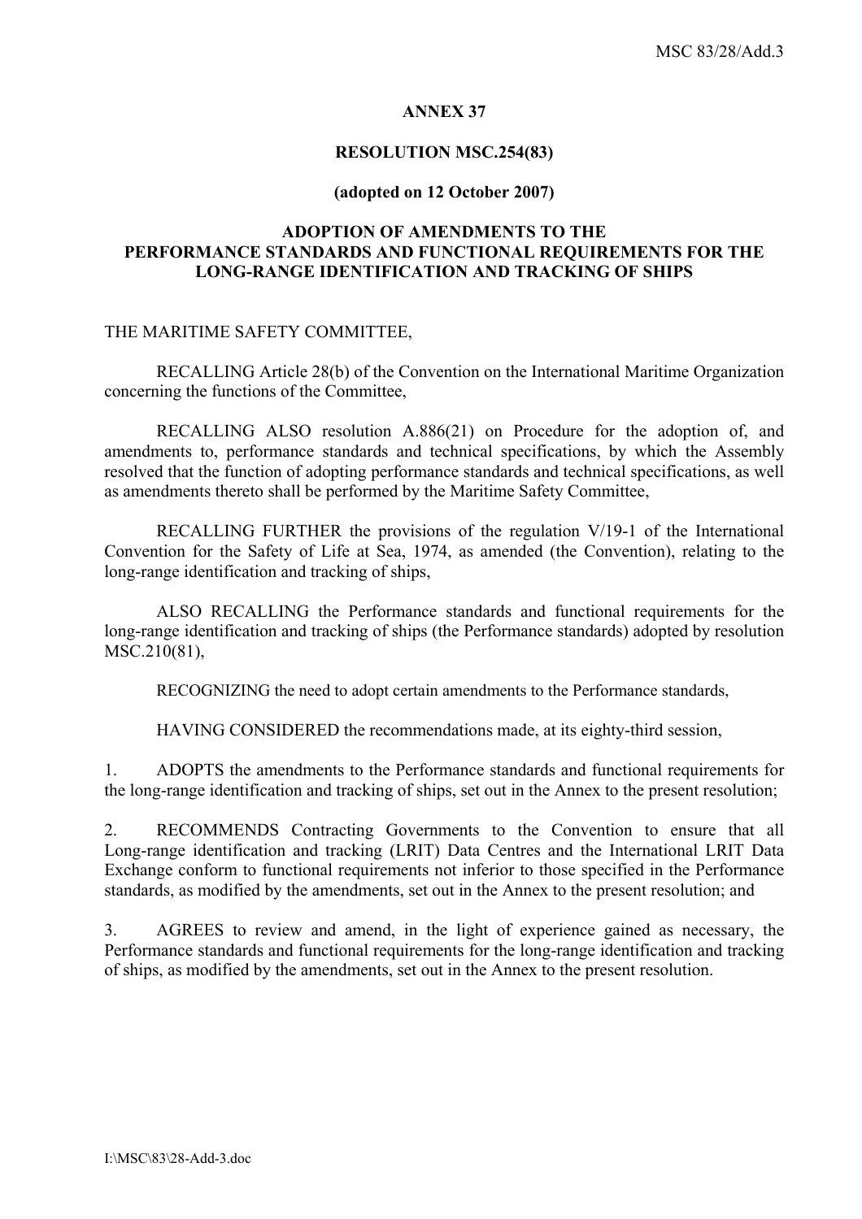**ANNEX 37**

**RESOLUTION MSC.254(83)**

**(adopted on 12 October 2007)**

**ADOPTION OF AMENDMENTS TO THE PERFORMANCE STANDARDS AND FUNCTIONAL REQUIREMENTS FOR THE LONG-RANGE IDENTIFICATION AND TRACKING OF SHIPS**

THE MARITIME SAFETY COMMITTEE,

RECALLING Article 28(b) of the Convention on the International Maritime Organization concerning the functions of the Committee,

RECALLING ALSO resolution A.886(21) on Procedure for the adoption of, and amendments to, performance standards and technical specifications, by which the Assembly resolved that the function of adopting performance standards and technical specifications, as well as amendments thereto shall be performed by the Maritime Safety Committee,

RECALLING FURTHER the provisions of the regulation V/19-1 of the International Convention for the Safety of Life at Sea, 1974, as amended (the Convention), relating to the long-range identification and tracking of ships,

ALSO RECALLING the Performance standards and functional requirements for the long-range identification and tracking of ships (the Performance standards) adopted by resolution MSC.210(81),

RECOGNIZING the need to adopt certain amendments to the Performance standards,

HAVING CONSIDERED the recommendations made, at its eighty-third session,

1. ADOPTS the amendments to the Performance standards and functional requirements for the long-range identification and tracking of ships, set out in the Annex to the present resolution;

2. RECOMMENDS Contracting Governments to the Convention to ensure that all Long-range identification and tracking (LRIT) Data Centres and the International LRIT Data Exchange conform to functional requirements not inferior to those specified in the Performance standards, as modified by the amendments, set out in the Annex to the present resolution; and

3. AGREES to review and amend, in the light of experience gained as necessary, the Performance standards and functional requirements for the long-range identification and tracking of ships, as modified by the amendments, set out in the Annex to the present resolution.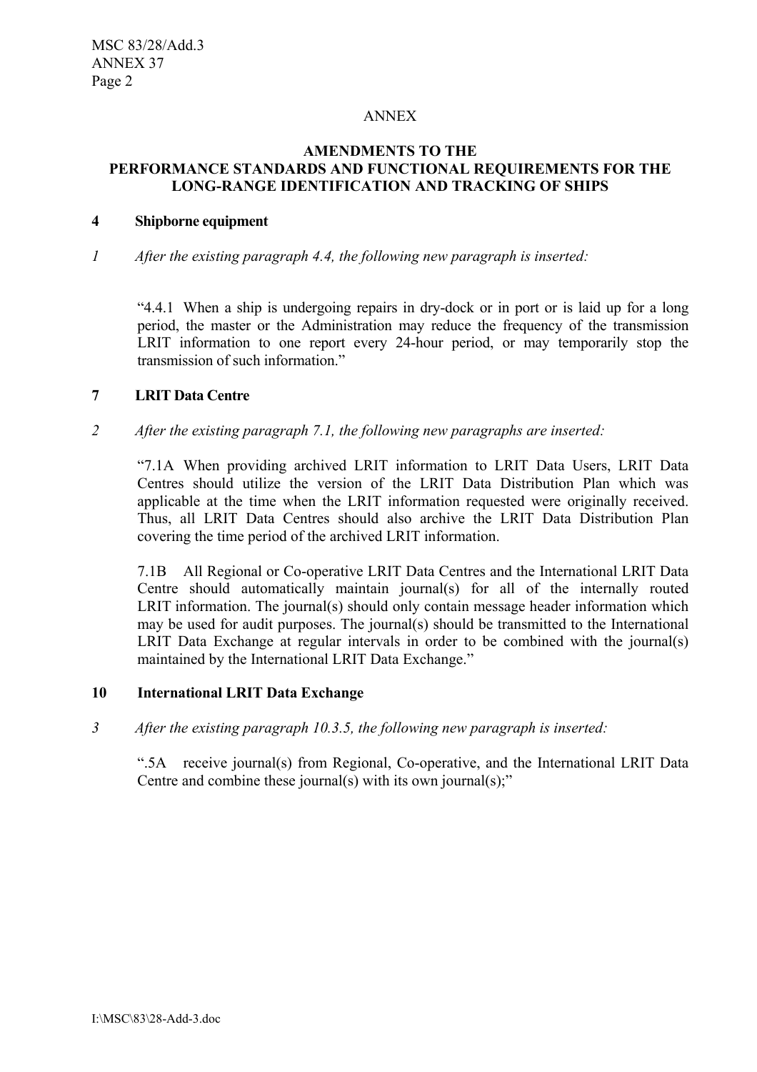ANNEX

**AMENDMENTS TO THE PERFORMANCE STANDARDS AND FUNCTIONAL REQUIREMENTS FOR THE LONG-RANGE IDENTIFICATION AND TRACKING OF SHIPS**

**4 Shipborne equipment**

*1 After the existing paragraph 4.4, the following new paragraph is inserted:*

"4.4.1 When a ship is undergoing repairs in dry-dock or in port or is laid up for a long period, the master or the Administration may reduce the frequency of the transmission LRIT information to one report every 24-hour period, or may temporarily stop the transmission of such information."

**7 LRIT Data Centre**

*2 After the existing paragraph 7.1, the following new paragraphs are inserted:*

"7.1A When providing archived LRIT information to LRIT Data Users, LRIT Data Centres should utilize the version of the LRIT Data Distribution Plan which was applicable at the time when the LRIT information requested were originally received. Thus, all LRIT Data Centres should also archive the LRIT Data Distribution Plan covering the time period of the archived LRIT information.

7.1B All Regional or Co-operative LRIT Data Centres and the International LRIT Data Centre should automatically maintain journal(s) for all of the internally routed LRIT information. The journal(s) should only contain message header information which may be used for audit purposes. The journal(s) should be transmitted to the International LRIT Data Exchange at regular intervals in order to be combined with the journal(s) maintained by the International LRIT Data Exchange."

**10 International LRIT Data Exchange**

*3 After the existing paragraph 10.3.5, the following new paragraph is inserted:*

".5A receive journal(s) from Regional, Co-operative, and the International LRIT Data Centre and combine these journal(s) with its own journal(s);"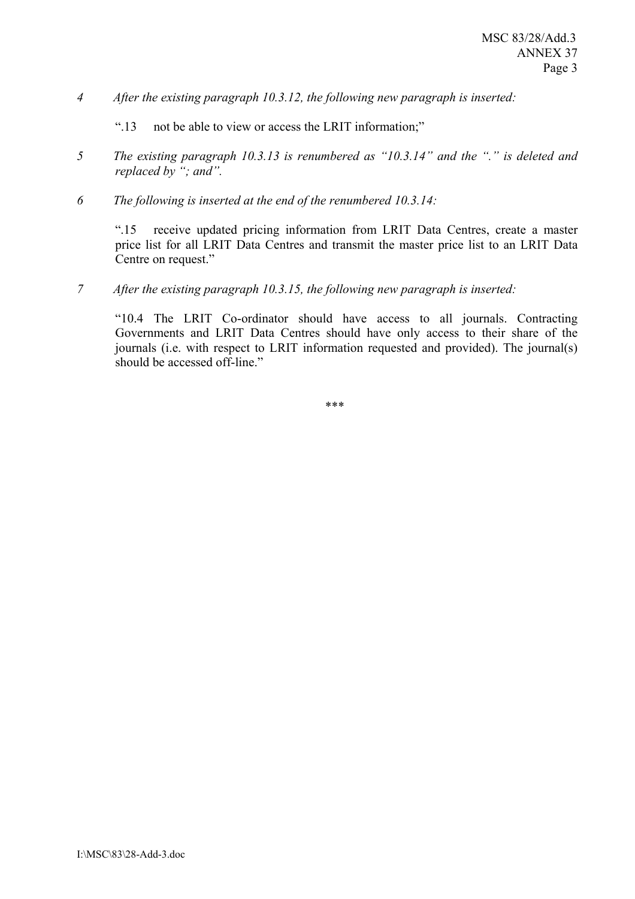*4 After the existing paragraph 10.3.12, the following new paragraph is inserted:*

> ".13 not be able to view or access the LRIT information;"

*5 The existing paragraph 10.3.13 is renumbered as "10.3.14" and the "." is deleted and replaced by "; and".*

*6 The following is inserted at the end of the renumbered 10.3.14:*

> ".15 receive updated pricing information from LRIT Data Centres, create a master price list for all LRIT Data Centres and transmit the master price list to an LRIT Data Centre on request."

*7 After the existing paragraph 10.3.15, the following new paragraph is inserted:*

> "10.4 The LRIT Co-ordinator should have access to all journals. Contracting Governments and LRIT Data Centres should have only access to their share of the journals (i.e. with respect to LRIT information requested and provided). The journal(s) should be accessed off-line."

\*\*\*